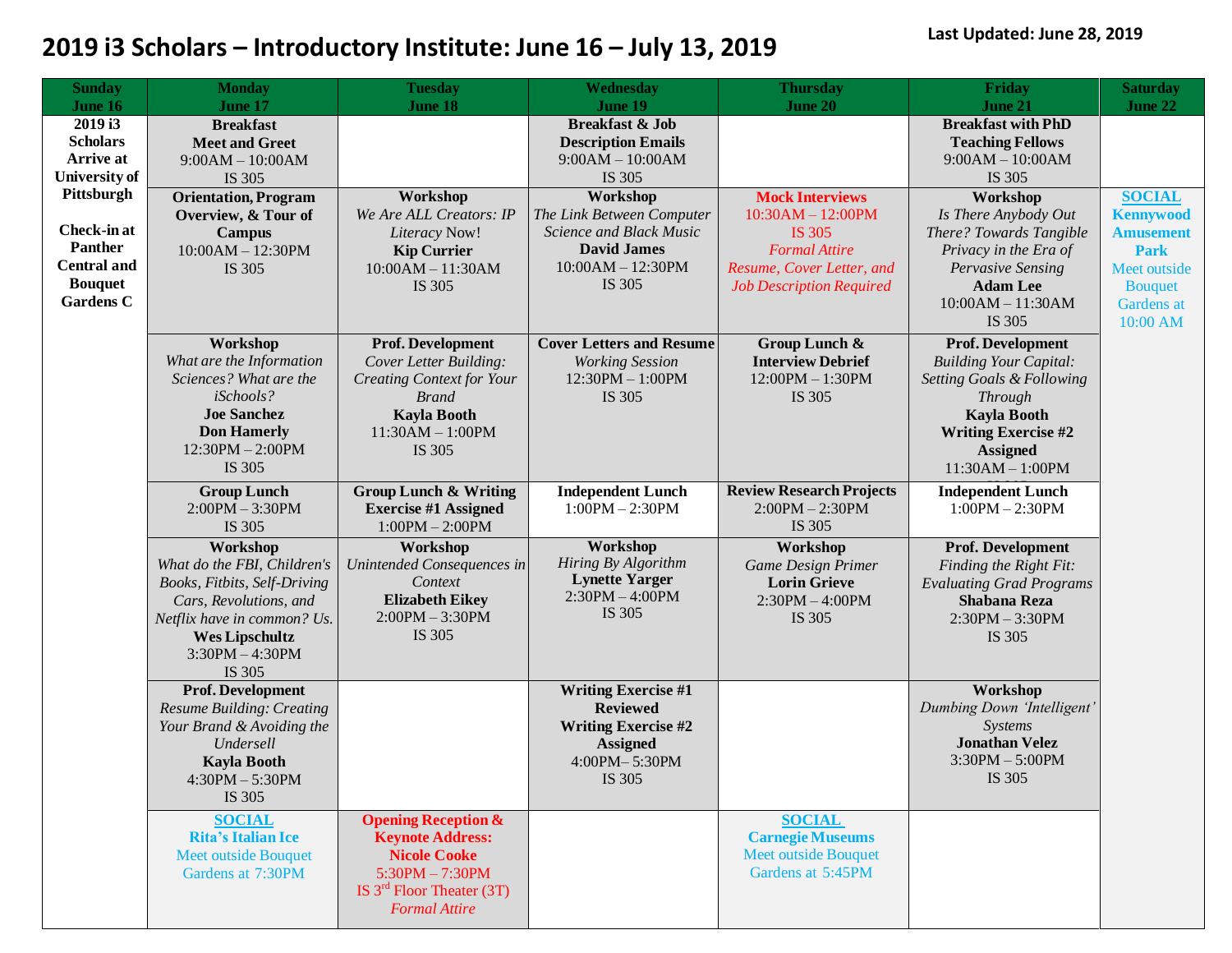# 2019 i3 Scholars – Introductory Institute: June 16 – July 13, 2019

**Last Updated: June 28, 2019**

| Sunday June 16 | Monday June 17 | Tuesday June 18 | Wednesday June 19 | Thursday June 20 | Friday June 21 | Saturday June 22 |
|---|---|---|---|---|---|---|
| **2019 i3 Scholars Arrive at University of Pittsburgh** <br><br> **Check-in at Panther Central and Bouquet Gardens C** | **Breakfast Meet and Greet** <br> 9:00AM – 10:00AM <br> IS 305 | | **Breakfast & Job Description Emails** <br> 9:00AM – 10:00AM <br> IS 305 | | **Breakfast with PhD Teaching Fellows** <br> 9:00AM – 10:00AM <br> IS 305 | |
| | **Orientation, Program Overview, & Tour of Campus** <br> 10:00AM – 12:30PM <br> IS 305 | **Workshop** <br> *We Are ALL Creators: IP Literacy Now!* <br> **Kip Currier** <br> 10:00AM – 11:30AM <br> IS 305 | **Workshop** <br> *The Link Between Computer Science and Black Music* <br> **David James** <br> 10:00AM – 12:30PM <br> IS 305 | **Mock Interviews** <br> 10:30AM – 12:00PM <br> IS 305 <br> *Formal Attire* <br> *Resume, Cover Letter, and Job Description Required* | **Workshop** <br> *Is There Anybody Out There? Towards Tangible Privacy in the Era of Pervasive Sensing* <br> **Adam Lee** <br> 10:00AM – 11:30AM <br> IS 305 | **SOCIAL** <br> **Kennywood Amusement Park** <br> Meet outside Bouquet Gardens at 10:00 AM |
| | **Workshop** <br> *What are the Information Sciences? What are the iSchools?* <br> **Joe Sanchez** <br> **Don Hamerly** <br> 12:30PM – 2:00PM <br> IS 305 | **Prof. Development** <br> *Cover Letter Building: Creating Context for Your Brand* <br> **Kayla Booth** <br> 11:30AM – 1:00PM <br> IS 305 | **Cover Letters and Resume** <br> *Working Session* <br> 12:30PM – 1:00PM <br> IS 305 | **Group Lunch & Interview Debrief** <br> 12:00PM – 1:30PM <br> IS 305 | **Prof. Development** <br> *Building Your Capital: Setting Goals & Following Through* <br> **Kayla Booth** <br> **Writing Exercise #2 Assigned** <br> 11:30AM – 1:00PM | |
| | **Group Lunch** <br> 2:00PM – 3:30PM <br> IS 305 | **Group Lunch & Writing Exercise #1 Assigned** <br> 1:00PM – 2:00PM | **Independent Lunch** <br> 1:00PM – 2:30PM | **Review Research Projects** <br> 2:00PM – 2:30PM <br> IS 305 | **Independent Lunch** <br> 1:00PM – 2:30PM | |
| | **Workshop** <br> *What do the FBI, Children's Books, Fitbits, Self-Driving Cars, Revolutions, and Netflix have in common? Us.* <br> **Wes Lipschultz** <br> 3:30PM – 4:30PM <br> IS 305 | **Workshop** <br> *Unintended Consequences in Context* <br> **Elizabeth Eikey** <br> 2:00PM – 3:30PM <br> IS 305 | **Workshop** <br> *Hiring By Algorithm* <br> **Lynette Yarger** <br> 2:30PM – 4:00PM <br> IS 305 | **Workshop** <br> *Game Design Primer* <br> **Lorin Grieve** <br> 2:30PM – 4:00PM <br> IS 305 | **Prof. Development** <br> *Finding the Right Fit: Evaluating Grad Programs* <br> **Shabana Reza** <br> 2:30PM – 3:30PM <br> IS 305 | |
| | **Prof. Development** <br> *Resume Building: Creating Your Brand & Avoiding the Undersell* <br> **Kayla Booth** <br> 4:30PM – 5:30PM <br> IS 305 | | **Writing Exercise #1 Reviewed** <br> **Writing Exercise #2 Assigned** <br> 4:00PM– 5:30PM <br> IS 305 | | **Workshop** <br> *Dumbing Down 'Intelligent' Systems* <br> **Jonathan Velez** <br> 3:30PM – 5:00PM <br> IS 305 | |
| | **SOCIAL** <br> **Rita's Italian Ice** <br> Meet outside Bouquet Gardens at 7:30PM | **Opening Reception & Keynote Address:** <br> **Nicole Cooke** <br> 5:30PM – 7:30PM <br> IS 3rd Floor Theater (3T) <br> *Formal Attire* | | **SOCIAL** <br> **Carnegie Museums** <br> Meet outside Bouquet Gardens at 5:45PM | | |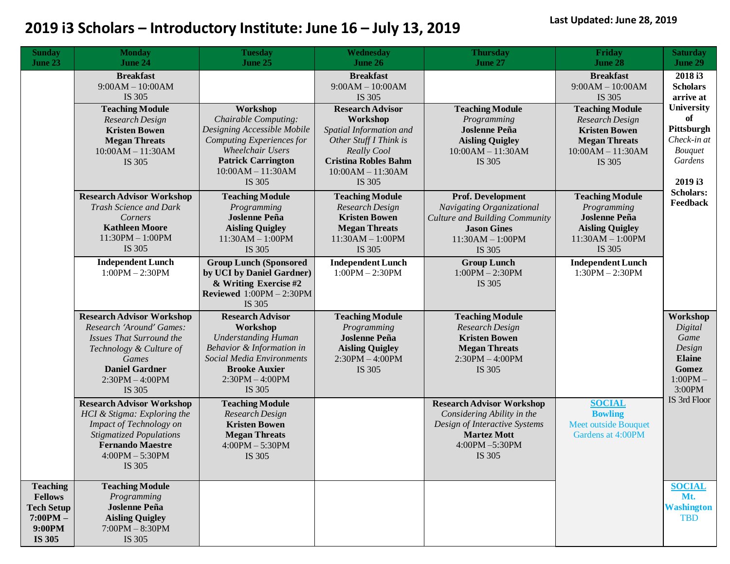# 2019 i3 Scholars – Introductory Institute: June 16 – July 13, 2019

**Last Updated: June 28, 2019**

| Sunday June 23 | Monday June 24 | Tuesday June 25 | Wednesday June 26 | Thursday June 27 | Friday June 28 | Saturday June 29 |
|---|---|---|---|---|---|---|
| | **Breakfast** 9:00AM – 10:00AM IS 305 | | **Breakfast** 9:00AM – 10:00AM IS 305 | | **Breakfast** 9:00AM – 10:00AM IS 305 | **2018 i3 Scholars arrive at University of Pittsburgh** *Check-in at Bouquet Gardens* **2019 i3 Scholars: Feedback** |
| | **Teaching Module** *Research Design* **Kristen Bowen** **Megan Threats** 10:00AM – 11:30AM IS 305 | **Workshop** *Chairable Computing: Designing Accessible Mobile Computing Experiences for Wheelchair Users* **Patrick Carrington** 10:00AM – 11:30AM IS 305 | **Research Advisor Workshop** *Spatial Information and Other Stuff I Think is Really Cool* **Cristina Robles Bahm** 10:00AM – 11:30AM IS 305 | **Teaching Module** *Programming* **Joslenne Peña** **Aisling Quigley** 10:00AM – 11:30AM IS 305 | **Teaching Module** *Research Design* **Kristen Bowen** **Megan Threats** 10:00AM – 11:30AM IS 305 | |
| | **Research Advisor Workshop** *Trash Science and Dark Corners* **Kathleen Moore** 11:30PM – 1:00PM IS 305 | **Teaching Module** *Programming* **Joslenne Peña** **Aisling Quigley** 11:30AM – 1:00PM IS 305 | **Teaching Module** *Research Design* **Kristen Bowen** **Megan Threats** 11:30AM – 1:00PM IS 305 | **Prof. Development** *Navigating Organizational Culture and Building Community* **Jason Gines** 11:30AM – 1:00PM IS 305 | **Teaching Module** *Programming* **Joslenne Peña** **Aisling Quigley** 11:30AM – 1:00PM IS 305 | |
| | **Independent Lunch** 1:00PM – 2:30PM | **Group Lunch (Sponsored by UCI by Daniel Gardner) & Writing Exercise #2 Reviewed** 1:00PM – 2:30PM IS 305 | **Independent Lunch** 1:00PM – 2:30PM | **Group Lunch** 1:00PM – 2:30PM IS 305 | **Independent Lunch** 1:30PM – 2:30PM | |
| | **Research Advisor Workshop** *Research 'Around' Games: Issues That Surround the Technology & Culture of Games* **Daniel Gardner** 2:30PM – 4:00PM IS 305 | **Research Advisor Workshop** *Understanding Human Behavior & Information in Social Media Environments* **Brooke Auxier** 2:30PM – 4:00PM IS 305 | **Teaching Module** *Programming* **Joslenne Peña** **Aisling Quigley** 2:30PM – 4:00PM IS 305 | **Teaching Module** *Research Design* **Kristen Bowen** **Megan Threats** 2:30PM – 4:00PM IS 305 | | **Workshop** *Digital Game Design* **Elaine Gomez** 1:00PM – 3:00PM IS 3rd Floor |
| | **Research Advisor Workshop** *HCI & Stigma: Exploring the Impact of Technology on Stigmatized Populations* **Fernando Maestre** 4:00PM – 5:30PM IS 305 | **Teaching Module** *Research Design* **Kristen Bowen** **Megan Threats** 4:00PM – 5:30PM IS 305 | | **Research Advisor Workshop** *Considering Ability in the Design of Interactive Systems* **Martez Mott** 4:00PM –5:30PM IS 305 | **SOCIAL** **Bowling** Meet outside Bouquet Gardens at 4:00PM | |
| **Teaching Fellows Tech Setup 7:00PM – 9:00PM IS 305** | **Teaching Module** *Programming* **Joslenne Peña** **Aisling Quigley** 7:00PM – 8:30PM IS 305 | | | | | **SOCIAL** **Mt. Washington** TBD |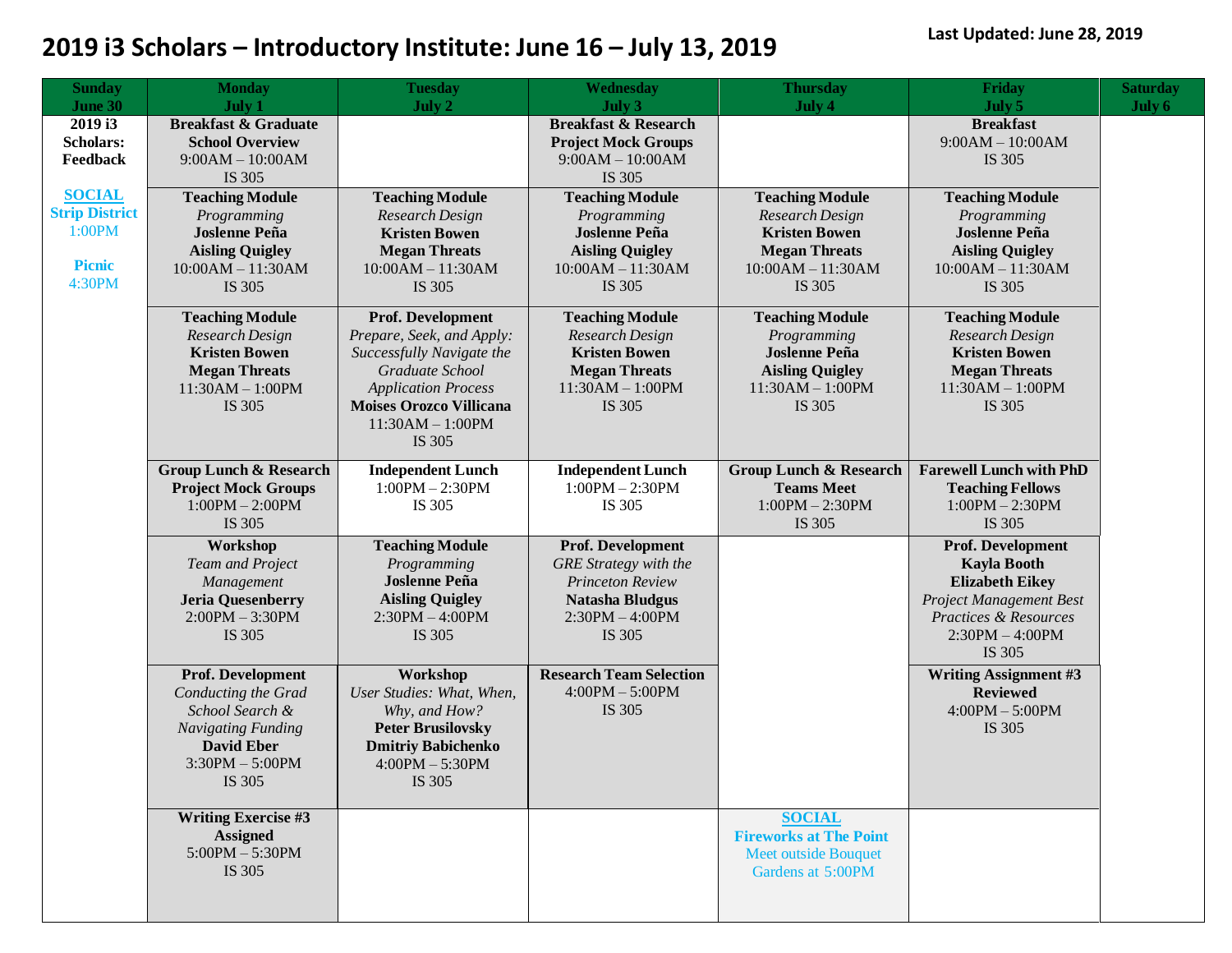# 2019 i3 Scholars – Introductory Institute: June 16 – July 13, 2019

**Last Updated: June 28, 2019**

| Sunday June 30 | Monday July 1 | Tuesday July 2 | Wednesday July 3 | Thursday July 4 | Friday July 5 | Saturday July 6 |
|---|---|---|---|---|---|---|
| **2019 i3 Scholars: Feedback**<br><br>**SOCIAL**<br>**Strip District**<br>1:00PM<br><br>**Picnic**<br>4:30PM | **Breakfast & Graduate School Overview**<br>9:00AM – 10:00AM<br>IS 305 | | **Breakfast & Research Project Mock Groups**<br>9:00AM – 10:00AM<br>IS 305 | | **Breakfast**<br>9:00AM – 10:00AM<br>IS 305 | |
| | **Teaching Module**<br>*Programming*<br>**Joslenne Peña**<br>**Aisling Quigley**<br>10:00AM – 11:30AM<br>IS 305 | **Teaching Module**<br>*Research Design*<br>**Kristen Bowen**<br>**Megan Threats**<br>10:00AM – 11:30AM<br>IS 305 | **Teaching Module**<br>*Programming*<br>**Joslenne Peña**<br>**Aisling Quigley**<br>10:00AM – 11:30AM<br>IS 305 | **Teaching Module**<br>*Research Design*<br>**Kristen Bowen**<br>**Megan Threats**<br>10:00AM – 11:30AM<br>IS 305 | **Teaching Module**<br>*Programming*<br>**Joslenne Peña**<br>**Aisling Quigley**<br>10:00AM – 11:30AM<br>IS 305 | |
| | **Teaching Module**<br>*Research Design*<br>**Kristen Bowen**<br>**Megan Threats**<br>11:30AM – 1:00PM<br>IS 305 | **Prof. Development**<br>*Prepare, Seek, and Apply: Successfully Navigate the Graduate School Application Process*<br>**Moises Orozco Villicana**<br>11:30AM – 1:00PM<br>IS 305 | **Teaching Module**<br>*Research Design*<br>**Kristen Bowen**<br>**Megan Threats**<br>11:30AM – 1:00PM<br>IS 305 | **Teaching Module**<br>*Programming*<br>**Joslenne Peña**<br>**Aisling Quigley**<br>11:30AM – 1:00PM<br>IS 305 | **Teaching Module**<br>*Research Design*<br>**Kristen Bowen**<br>**Megan Threats**<br>11:30AM – 1:00PM<br>IS 305 | |
| | **Group Lunch & Research Project Mock Groups**<br>1:00PM – 2:00PM<br>IS 305 | **Independent Lunch**<br>1:00PM – 2:30PM<br>IS 305 | **Independent Lunch**<br>1:00PM – 2:30PM<br>IS 305 | **Group Lunch & Research Teams Meet**<br>1:00PM – 2:30PM<br>IS 305 | **Farewell Lunch with PhD Teaching Fellows**<br>1:00PM – 2:30PM<br>IS 305 | |
| | **Workshop**<br>*Team and Project Management*<br>**Jeria Quesenberry**<br>2:00PM – 3:30PM<br>IS 305 | **Teaching Module**<br>*Programming*<br>**Joslenne Peña**<br>**Aisling Quigley**<br>2:30PM – 4:00PM<br>IS 305 | **Prof. Development**<br>*GRE Strategy with the Princeton Review*<br>**Natasha Bludgus**<br>2:30PM – 4:00PM<br>IS 305 | | **Prof. Development**<br>**Kayla Booth**<br>**Elizabeth Eikey**<br>*Project Management Best Practices & Resources*<br>2:30PM – 4:00PM<br>IS 305 | |
| | **Prof. Development**<br>*Conducting the Grad School Search & Navigating Funding*<br>**David Eber**<br>3:30PM – 5:00PM<br>IS 305 | **Workshop**<br>*User Studies: What, When, Why, and How?*<br>**Peter Brusilovsky**<br>**Dmitriy Babichenko**<br>4:00PM – 5:30PM<br>IS 305 | **Research Team Selection**<br>4:00PM – 5:00PM<br>IS 305 | | **Writing Assignment #3 Reviewed**<br>4:00PM – 5:00PM<br>IS 305 | |
| | **Writing Exercise #3 Assigned**<br>5:00PM – 5:30PM<br>IS 305 | | | **SOCIAL**<br>**Fireworks at The Point**<br>Meet outside Bouquet Gardens at 5:00PM | | |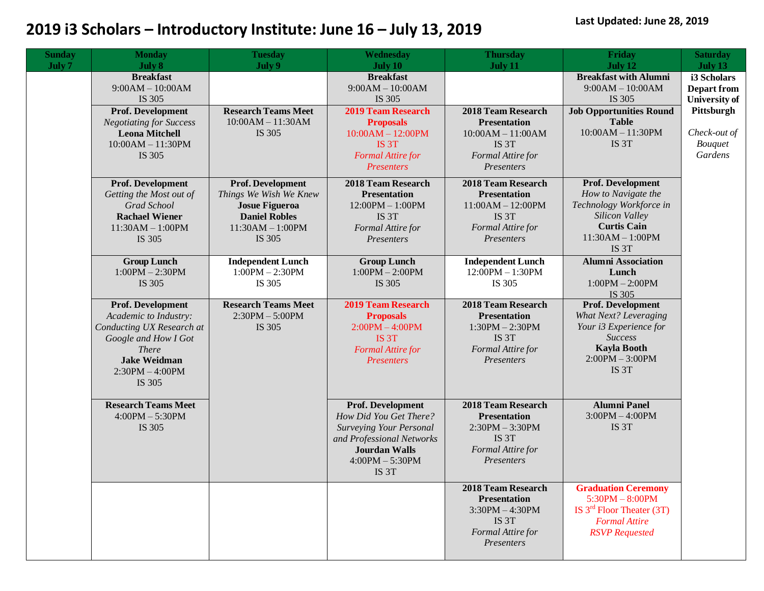# 2019 i3 Scholars – Introductory Institute: June 16 – July 13, 2019

**Last Updated: June 28, 2019**

| Sunday July 7 | Monday July 8 | Tuesday July 9 | Wednesday July 10 | Thursday July 11 | Friday July 12 | Saturday July 13 |
|---|---|---|---|---|---|---|
| | **Breakfast** 9:00AM – 10:00AM IS 305 | | **Breakfast** 9:00AM – 10:00AM IS 305 | | **Breakfast with Alumni** 9:00AM – 10:00AM IS 305 | **i3 Scholars Depart from University of Pittsburgh** *Check-out of Bouquet Gardens* |
| | **Prof. Development** *Negotiating for Success* **Leona Mitchell** 10:00AM – 11:30PM IS 305 | **Research Teams Meet** 10:00AM – 11:30AM IS 305 | **2019 Team Research Proposals** 10:00AM – 12:00PM IS 3T *Formal Attire for Presenters* | **2018 Team Research Presentation** 10:00AM – 11:00AM IS 3T *Formal Attire for Presenters* | **Job Opportunities Round Table** 10:00AM – 11:30PM IS 3T | |
| | **Prof. Development** *Getting the Most out of Grad School* **Rachael Wiener** 11:30AM – 1:00PM IS 305 | **Prof. Development** *Things We Wish We Knew* **Josue Figueroa** **Daniel Robles** 11:30AM – 1:00PM IS 305 | **2018 Team Research Presentation** 12:00PM – 1:00PM IS 3T *Formal Attire for Presenters* | **2018 Team Research Presentation** 11:00AM – 12:00PM IS 3T *Formal Attire for Presenters* | **Prof. Development** *How to Navigate the Technology Workforce in Silicon Valley* **Curtis Cain** 11:30AM – 1:00PM IS 3T | |
| | **Group Lunch** 1:00PM – 2:30PM IS 305 | **Independent Lunch** 1:00PM – 2:30PM IS 305 | **Group Lunch** 1:00PM – 2:00PM IS 305 | **Independent Lunch** 12:00PM – 1:30PM IS 305 | **Alumni Association Lunch** 1:00PM – 2:00PM IS 305 | |
| | **Prof. Development** *Academic to Industry: Conducting UX Research at Google and How I Got There* **Jake Weidman** 2:30PM – 4:00PM IS 305 | **Research Teams Meet** 2:30PM – 5:00PM IS 305 | **2019 Team Research Proposals** 2:00PM – 4:00PM IS 3T *Formal Attire for Presenters* | **2018 Team Research Presentation** 1:30PM – 2:30PM IS 3T *Formal Attire for Presenters* | **Prof. Development** *What Next? Leveraging Your i3 Experience for Success* **Kayla Booth** 2:00PM – 3:00PM IS 3T | |
| | **Research Teams Meet** 4:00PM – 5:30PM IS 305 | | **Prof. Development** *How Did You Get There? Surveying Your Personal and Professional Networks* **Jourdan Walls** 4:00PM – 5:30PM IS 3T | **2018 Team Research Presentation** 2:30PM – 3:30PM IS 3T *Formal Attire for Presenters* | **Alumni Panel** 3:00PM – 4:00PM IS 3T | |
| | | | | **2018 Team Research Presentation** 3:30PM – 4:30PM IS 3T *Formal Attire for Presenters* | **Graduation Ceremony** 5:30PM – 8:00PM IS 3rd Floor Theater (3T) *Formal Attire* *RSVP Requested* | |